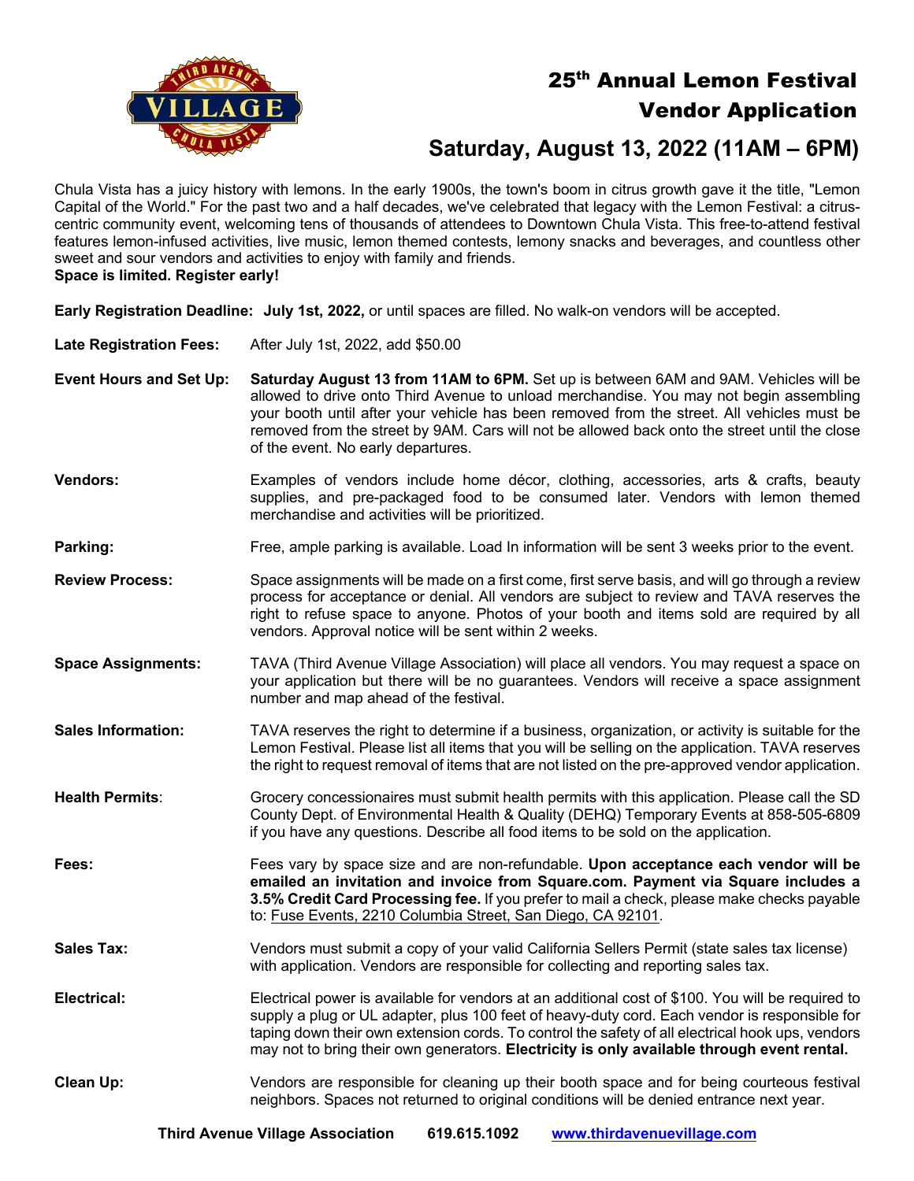# 25th Annual Lemon Festival Vendor Application

## Saturday, August 13, 2022 (11AM – 6PM)

Chula Vista has a juicy history with lemons. In the early 1900s, the town's boom in citrus growth gave it the title, "Lemon Capital of the World." For the past two and a half decades, we've celebrated that legacy with the Lemon Festival: a citrus-centric community event, welcoming tens of thousands of attendees to Downtown Chula Vista. This free-to-attend festival features lemon-infused activities, live music, lemon themed contests, lemony snacks and beverages, and countless other sweet and sour vendors and activities to enjoy with family and friends.
**Space is limited. Register early!**

**Early Registration Deadline: July 1st, 2022,** or until spaces are filled. No walk-on vendors will be accepted.

**Late Registration Fees:** After July 1st, 2022, add $50.00

**Event Hours and Set Up:** **Saturday August 13 from 11AM to 6PM.** Set up is between 6AM and 9AM. Vehicles will be allowed to drive onto Third Avenue to unload merchandise. You may not begin assembling your booth until after your vehicle has been removed from the street. All vehicles must be removed from the street by 9AM. Cars will not be allowed back onto the street until the close of the event. No early departures.

**Vendors:** Examples of vendors include home décor, clothing, accessories, arts & crafts, beauty supplies, and pre-packaged food to be consumed later. Vendors with lemon themed merchandise and activities will be prioritized.

**Parking:** Free, ample parking is available. Load In information will be sent 3 weeks prior to the event.

**Review Process:** Space assignments will be made on a first come, first serve basis, and will go through a review process for acceptance or denial. All vendors are subject to review and TAVA reserves the right to refuse space to anyone. Photos of your booth and items sold are required by all vendors. Approval notice will be sent within 2 weeks.

**Space Assignments:** TAVA (Third Avenue Village Association) will place all vendors. You may request a space on your application but there will be no guarantees. Vendors will receive a space assignment number and map ahead of the festival.

**Sales Information:** TAVA reserves the right to determine if a business, organization, or activity is suitable for the Lemon Festival. Please list all items that you will be selling on the application. TAVA reserves the right to request removal of items that are not listed on the pre-approved vendor application.

**Health Permits**: Grocery concessionaires must submit health permits with this application. Please call the SD County Dept. of Environmental Health & Quality (DEHQ) Temporary Events at 858-505-6809 if you have any questions. Describe all food items to be sold on the application.

**Fees:** Fees vary by space size and are non-refundable. **Upon acceptance each vendor will be emailed an invitation and invoice from Square.com. Payment via Square includes a 3.5% Credit Card Processing fee.** If you prefer to mail a check, please make checks payable to: Fuse Events, 2210 Columbia Street, San Diego, CA 92101.

**Sales Tax:** Vendors must submit a copy of your valid California Sellers Permit (state sales tax license) with application. Vendors are responsible for collecting and reporting sales tax.

**Electrical:** Electrical power is available for vendors at an additional cost of $100. You will be required to supply a plug or UL adapter, plus 100 feet of heavy-duty cord. Each vendor is responsible for taping down their own extension cords. To control the safety of all electrical hook ups, vendors may not to bring their own generators. **Electricity is only available through event rental.**

**Clean Up:** Vendors are responsible for cleaning up their booth space and for being courteous festival neighbors. Spaces not returned to original conditions will be denied entrance next year.

**Third Avenue Village Association 619.615.1092 www.thirdavenuevillage.com**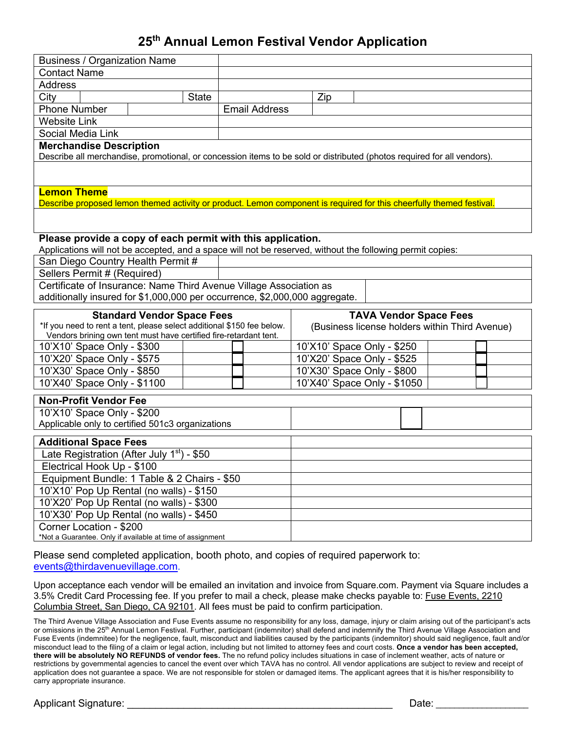# 25th Annual Lemon Festival Vendor Application

| | | | | |
|---|---|---|---|---|
| Business / Organization Name | | | | |
| Contact Name | | | | |
| Address | | | | |
| City | | State | | Zip |
| Phone Number | | Email Address | | |
| Website Link | | | | |
| Social Media Link | | | | |

**Merchandise Description**

Describe all merchandise, promotional, or concession items to be sold or distributed (photos required for all vendors).

**Lemon Theme**

Describe proposed lemon themed activity or product. Lemon component is required for this cheerfully themed festival.

**Please provide a copy of each permit with this application.**

Applications will not be accepted, and a space will not be reserved, without the following permit copies:

| | |
|---|---|
| San Diego Country Health Permit # | |
| Sellers Permit # (Required) | |
| Certificate of Insurance: Name Third Avenue Village Association as additionally insured for $1,000,000 per occurrence, $2,000,000 aggregate. | |

| **Standard Vendor Space Fees** *If you need to rent a tent, please select additional $150 fee below. Vendors brining own tent must have certified fire-retardant tent. | | **TAVA Vendor Space Fees** (Business license holders within Third Avenue) | |
|---|---|---|---|
| 10'X10' Space Only - $300 | ☐ | 10'X10' Space Only - $250 | ☐ |
| 10'X20' Space Only - $575 | ☐ | 10'X20' Space Only - $525 | ☐ |
| 10'X30' Space Only - $850 | ☐ | 10'X30' Space Only - $800 | ☐ |
| 10'X40' Space Only - $1100 | ☐ | 10'X40' Space Only - $1050 | ☐ |

| **Non-Profit Vendor Fee** | |
|---|---|
| 10'X10' Space Only - $200<br>Applicable only to certified 501c3 organizations | ☐ |

| **Additional Space Fees** | |
|---|---|
| Late Registration (After July 1st) - $50 | |
| Electrical Hook Up - $100 | |
| Equipment Bundle: 1 Table & 2 Chairs - $50 | |
| 10'X10' Pop Up Rental (no walls) - $150 | |
| 10'X20' Pop Up Rental (no walls) - $300 | |
| 10'X30' Pop Up Rental (no walls) - $450 | |
| Corner Location - $200<br>*Not a Guarantee. Only if available at time of assignment | |

Please send completed application, booth photo, and copies of required paperwork to: events@thirdavenuevillage.com.

Upon acceptance each vendor will be emailed an invitation and invoice from Square.com. Payment via Square includes a 3.5% Credit Card Processing fee. If you prefer to mail a check, please make checks payable to: Fuse Events, 2210 Columbia Street, San Diego, CA 92101. All fees must be paid to confirm participation.

The Third Avenue Village Association and Fuse Events assume no responsibility for any loss, damage, injury or claim arising out of the participant's acts or omissions in the 25th Annual Lemon Festival. Further, participant (indemnitor) shall defend and indemnify the Third Avenue Village Association and Fuse Events (indemnitee) for the negligence, fault, misconduct and liabilities caused by the participants (indemnitor) should said negligence, fault and/or misconduct lead to the filing of a claim or legal action, including but not limited to attorney fees and court costs. **Once a vendor has been accepted, there will be absolutely NO REFUNDS of vendor fees.** The no refund policy includes situations in case of inclement weather, acts of nature or restrictions by governmental agencies to cancel the event over which TAVA has no control. All vendor applications are subject to review and receipt of application does not guarantee a space. We are not responsible for stolen or damaged items. The applicant agrees that it is his/her responsibility to carry appropriate insurance.

Applicant Signature: ______________________________________________ Date: ________________